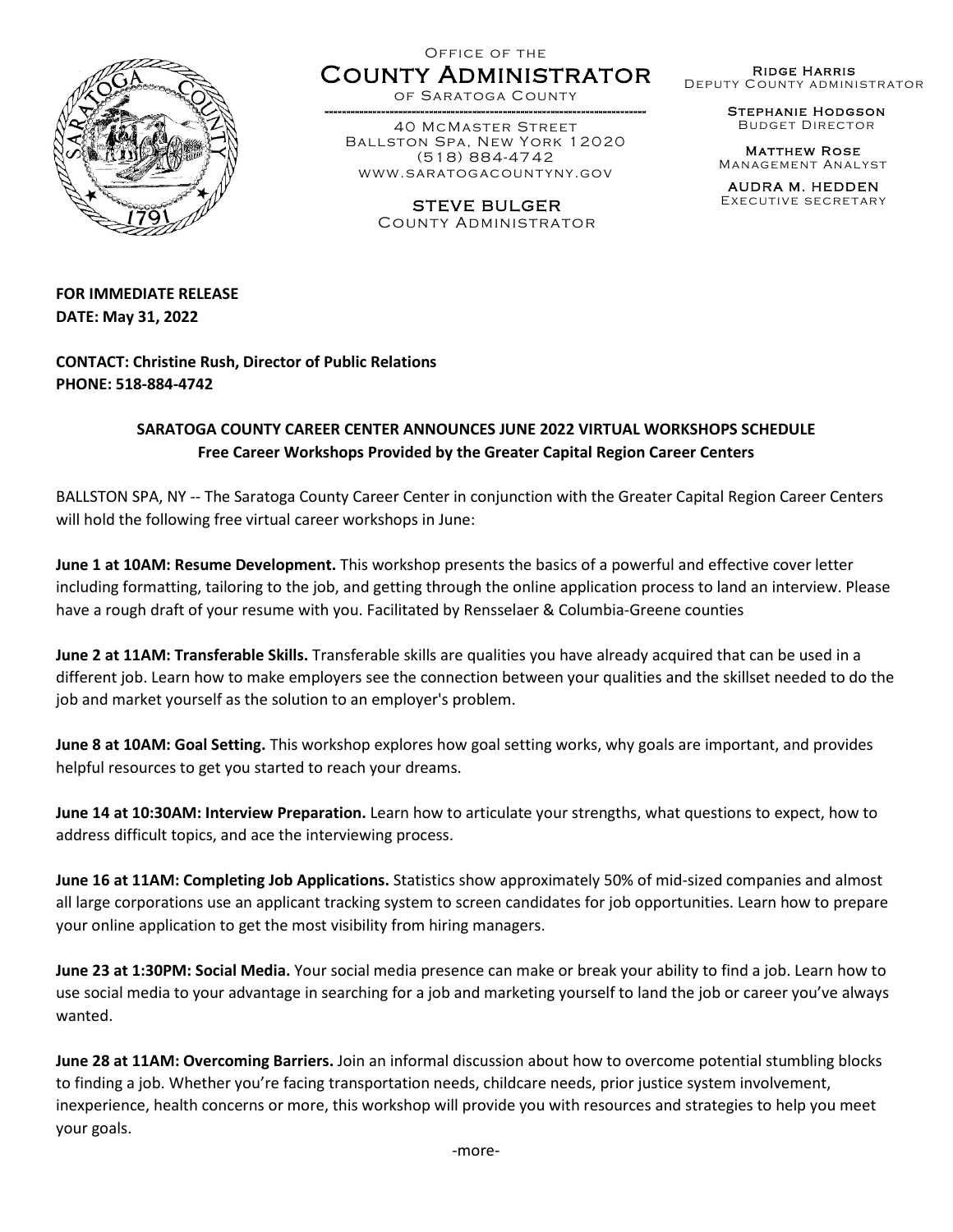Office of the
**County Administrator**
of Saratoga County

40 McMaster Street
Ballston Spa, New York 12020
(518) 884-4742
www.saratogacountyny.gov

**STEVE BULGER**
County Administrator

**Ridge Harris**
Deputy County administrator

**Stephanie Hodgson**
Budget Director

**Matthew Rose**
Management Analyst

**AUDRA M. HEDDEN**
Executive secretary

**FOR IMMEDIATE RELEASE**
**DATE: May 31, 2022**

**CONTACT: Christine Rush, Director of Public Relations**
**PHONE: 518-884-4742**

## SARATOGA COUNTY CAREER CENTER ANNOUNCES JUNE 2022 VIRTUAL WORKSHOPS SCHEDULE
### Free Career Workshops Provided by the Greater Capital Region Career Centers

BALLSTON SPA, NY -- The Saratoga County Career Center in conjunction with the Greater Capital Region Career Centers will hold the following free virtual career workshops in June:

**June 1 at 10AM: Resume Development.** This workshop presents the basics of a powerful and effective cover letter including formatting, tailoring to the job, and getting through the online application process to land an interview. Please have a rough draft of your resume with you. Facilitated by Rensselaer & Columbia-Greene counties

**June 2 at 11AM: Transferable Skills.** Transferable skills are qualities you have already acquired that can be used in a different job. Learn how to make employers see the connection between your qualities and the skillset needed to do the job and market yourself as the solution to an employer's problem.

**June 8 at 10AM: Goal Setting.** This workshop explores how goal setting works, why goals are important, and provides helpful resources to get you started to reach your dreams.

**June 14 at 10:30AM: Interview Preparation.** Learn how to articulate your strengths, what questions to expect, how to address difficult topics, and ace the interviewing process.

**June 16 at 11AM: Completing Job Applications.** Statistics show approximately 50% of mid-sized companies and almost all large corporations use an applicant tracking system to screen candidates for job opportunities. Learn how to prepare your online application to get the most visibility from hiring managers.

**June 23 at 1:30PM: Social Media.** Your social media presence can make or break your ability to find a job. Learn how to use social media to your advantage in searching for a job and marketing yourself to land the job or career you've always wanted.

**June 28 at 11AM: Overcoming Barriers.** Join an informal discussion about how to overcome potential stumbling blocks to finding a job. Whether you're facing transportation needs, childcare needs, prior justice system involvement, inexperience, health concerns or more, this workshop will provide you with resources and strategies to help you meet your goals.

-more-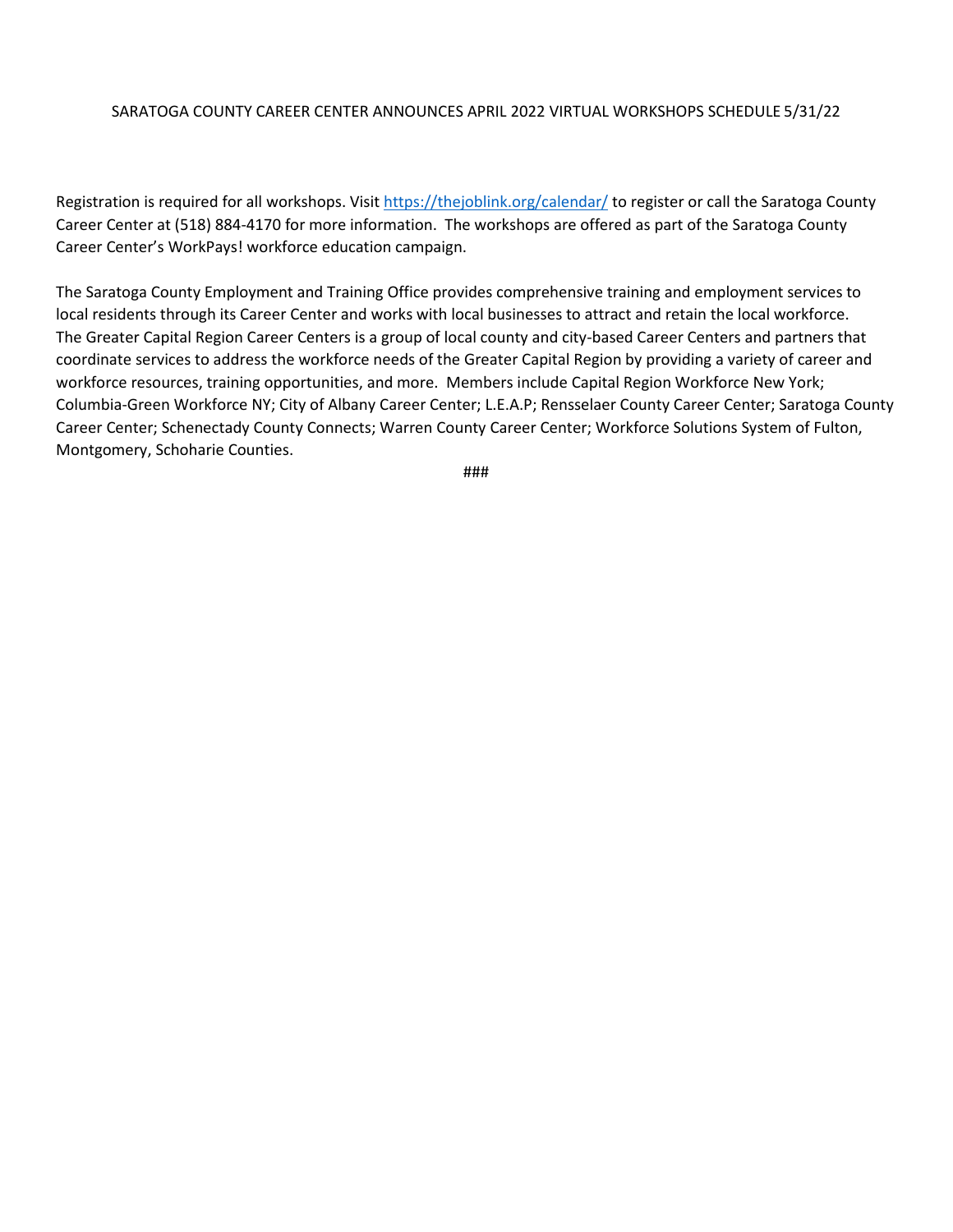SARATOGA COUNTY CAREER CENTER ANNOUNCES APRIL 2022 VIRTUAL WORKSHOPS SCHEDULE 5/31/22

Registration is required for all workshops. Visit https://thejoblink.org/calendar/ to register or call the Saratoga County Career Center at (518) 884-4170 for more information. The workshops are offered as part of the Saratoga County Career Center's WorkPays! workforce education campaign.

The Saratoga County Employment and Training Office provides comprehensive training and employment services to local residents through its Career Center and works with local businesses to attract and retain the local workforce. The Greater Capital Region Career Centers is a group of local county and city-based Career Centers and partners that coordinate services to address the workforce needs of the Greater Capital Region by providing a variety of career and workforce resources, training opportunities, and more. Members include Capital Region Workforce New York; Columbia-Green Workforce NY; City of Albany Career Center; L.E.A.P; Rensselaer County Career Center; Saratoga County Career Center; Schenectady County Connects; Warren County Career Center; Workforce Solutions System of Fulton, Montgomery, Schoharie Counties.

###